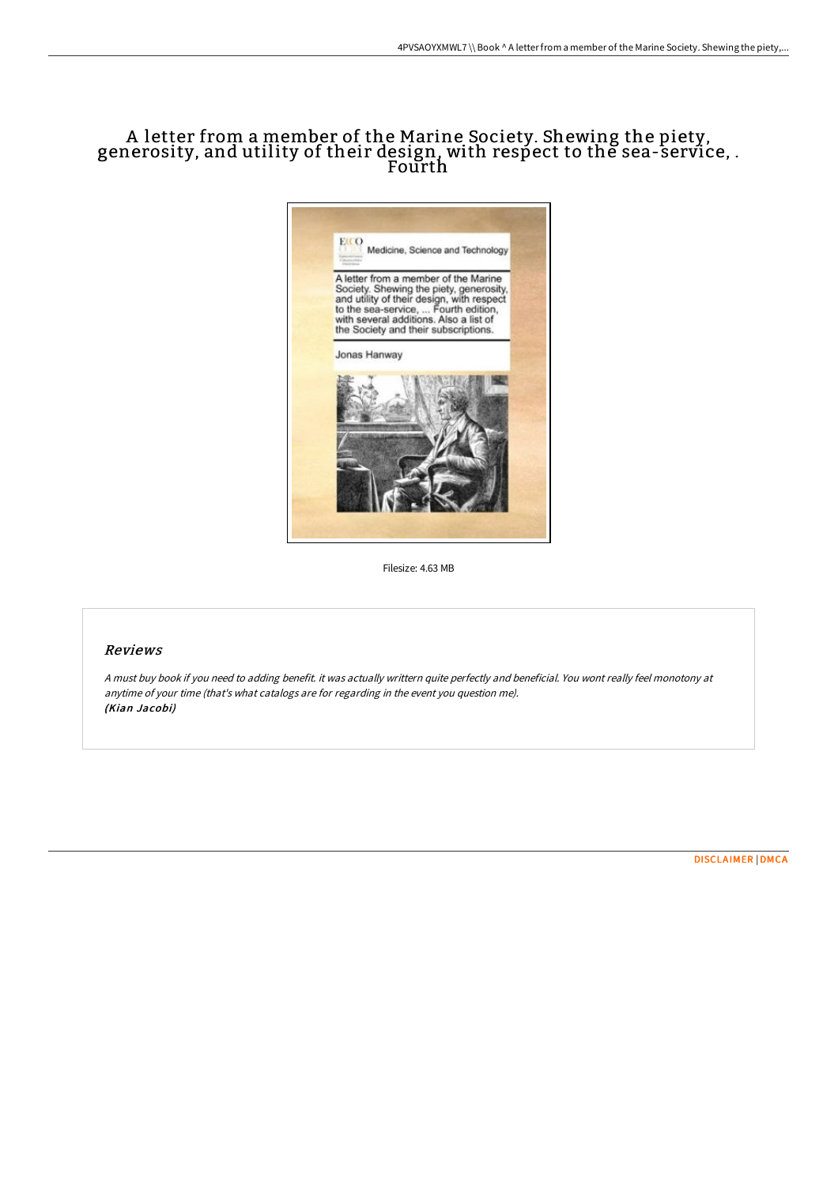# A letter from a member of the Marine Society. Shewing the piety, generosity, and utility of their design, with respect to the sea-service, . Fourth

Filesize: 4.63 MB

## Reviews

*A must buy book if you need to adding benefit. it was actually writtern quite perfectly and beneficial. You wont really feel monotony at anytime of your time (that's what catalogs are for regarding in the event you question me).*
***(Kian Jacobi)***

DISCLAIMER | DMCA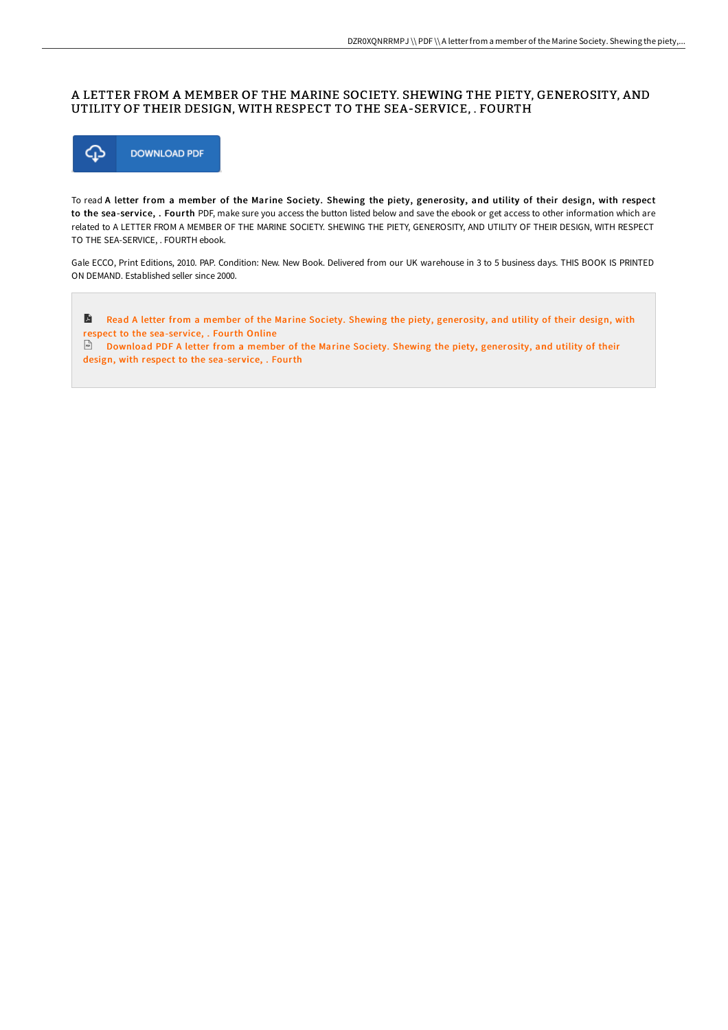# A LETTER FROM A MEMBER OF THE MARINE SOCIETY. SHEWING THE PIETY, GENEROSITY, AND UTILITY OF THEIR DESIGN, WITH RESPECT TO THE SEA-SERVICE, . FOURTH

DOWNLOAD PDF

To read **A letter from a member of the Marine Society. Shewing the piety, generosity, and utility of their design, with respect to the sea-service, . Fourth** PDF, make sure you access the button listed below and save the ebook or get access to other information which are related to A LETTER FROM A MEMBER OF THE MARINE SOCIETY. SHEWING THE PIETY, GENEROSITY, AND UTILITY OF THEIR DESIGN, WITH RESPECT TO THE SEA-SERVICE, . FOURTH ebook.

Gale ECCO, Print Editions, 2010. PAP. Condition: New. New Book. Delivered from our UK warehouse in 3 to 5 business days. THIS BOOK IS PRINTED ON DEMAND. Established seller since 2000.

Read A letter from a member of the Marine Society. Shewing the piety, generosity, and utility of their design, with respect to the sea-service, . Fourth Online

Download PDF A letter from a member of the Marine Society. Shewing the piety, generosity, and utility of their design, with respect to the sea-service, . Fourth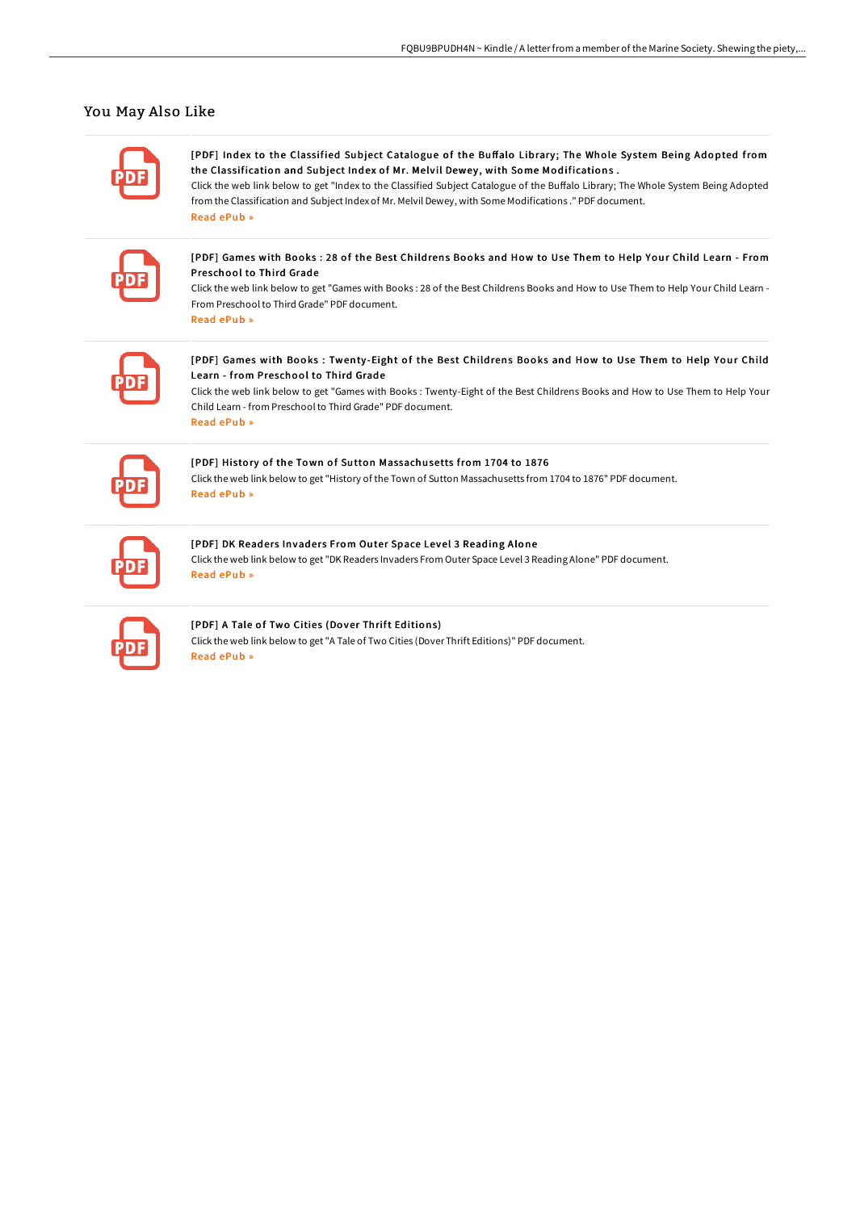## You May Also Like

**[PDF] Index to the Classified Subject Catalogue of the Buffalo Library; The Whole System Being Adopted from the Classification and Subject Index of Mr. Melvil Dewey, with Some Modifications .**

Click the web link below to get "Index to the Classified Subject Catalogue of the Buffalo Library; The Whole System Being Adopted from the Classification and Subject Index of Mr. Melvil Dewey, with Some Modifications ." PDF document.

Read ePub »

**[PDF] Games with Books : 28 of the Best Childrens Books and How to Use Them to Help Your Child Learn - From Preschool to Third Grade**

Click the web link below to get "Games with Books : 28 of the Best Childrens Books and How to Use Them to Help Your Child Learn - From Preschool to Third Grade" PDF document.

Read ePub »

**[PDF] Games with Books : Twenty-Eight of the Best Childrens Books and How to Use Them to Help Your Child Learn - from Preschool to Third Grade**

Click the web link below to get "Games with Books : Twenty-Eight of the Best Childrens Books and How to Use Them to Help Your Child Learn - from Preschool to Third Grade" PDF document.

Read ePub »

**[PDF] History of the Town of Sutton Massachusetts from 1704 to 1876**

Click the web link below to get "History of the Town of Sutton Massachusetts from 1704 to 1876" PDF document.

Read ePub »

**[PDF] DK Readers Invaders From Outer Space Level 3 Reading Alone**

Click the web link below to get "DK Readers Invaders From Outer Space Level 3 Reading Alone" PDF document.

Read ePub »

**[PDF] A Tale of Two Cities (Dover Thrift Editions)**

Click the web link below to get "A Tale of Two Cities (Dover Thrift Editions)" PDF document.

Read ePub »